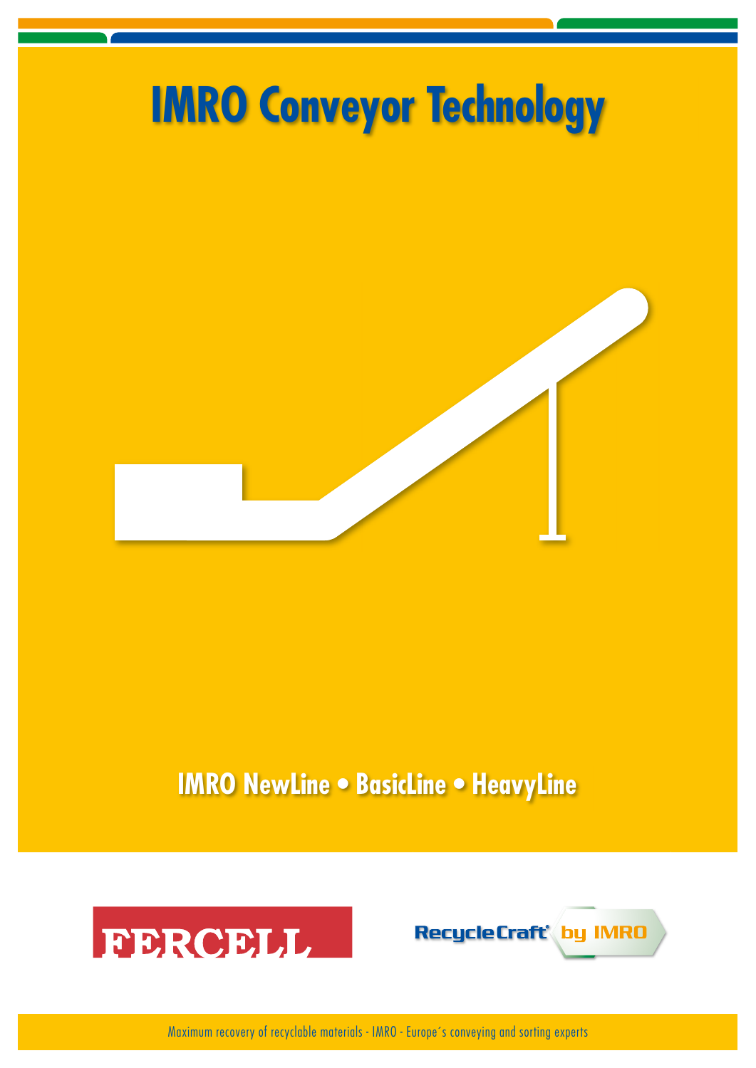# IMRO Conveyor Technology

## IMRO NewLine • BasicLine • HeavyLine

FERCELL

RecycleCraft® by IMRO

Maximum recovery of recyclable materials - IMRO - Europe´s conveying and sorting experts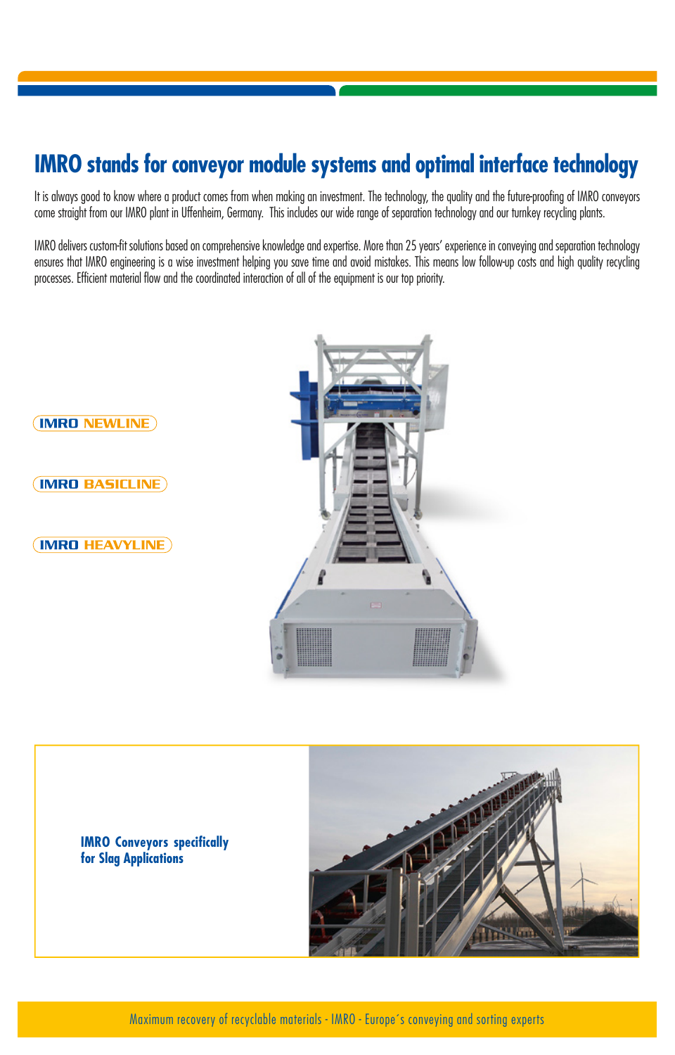# IMRO stands for conveyor module systems and optimal interface technology

It is always good to know where a product comes from when making an investment. The technology, the quality and the future-proofing of IMRO conveyors come straight from our IMRO plant in Uffenheim, Germany. This includes our wide range of separation technology and our turnkey recycling plants.

IMRO delivers custom-fit solutions based on comprehensive knowledge and expertise. More than 25 years' experience in conveying and separation technology ensures that IMRO engineering is a wise investment helping you save time and avoid mistakes. This means low follow-up costs and high quality recycling processes. Efficient material flow and the coordinated interaction of all of the equipment is our top priority.

IMRO NEWLINE

IMRO BASICLINE

IMRO HEAVYLINE

**IMRO Conveyors specifically for Slag Applications**

Maximum recovery of recyclable materials - IMRO - Europe´s conveying and sorting experts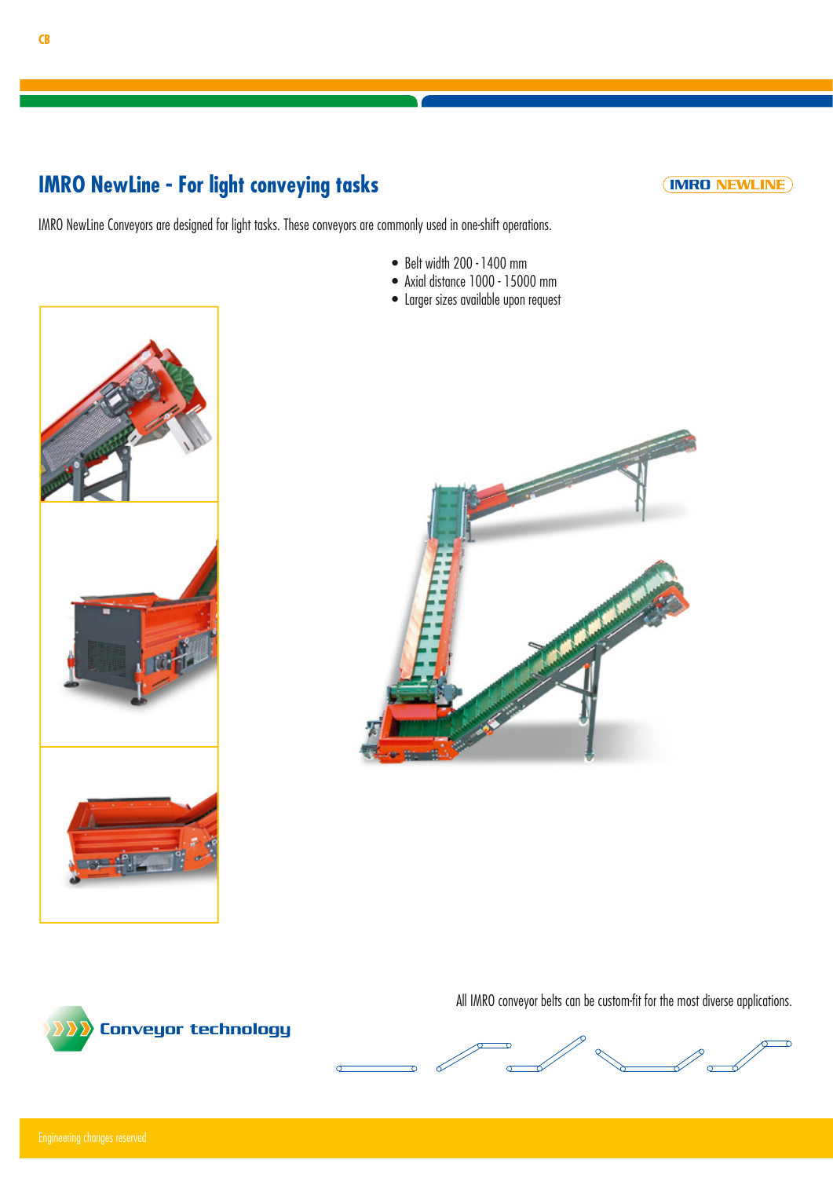## IMRO NewLine - For light conveying tasks

IMRO NEWLINE

IMRO NewLine Conveyors are designed for light tasks. These conveyors are commonly used in one-shift operations.

- Belt width 200 - 1400 mm
- Axial distance 1000 - 15000 mm
- Larger sizes available upon request

All IMRO conveyor belts can be custom-fit for the most diverse applications.

Conveyor technology

Engineering changes reserved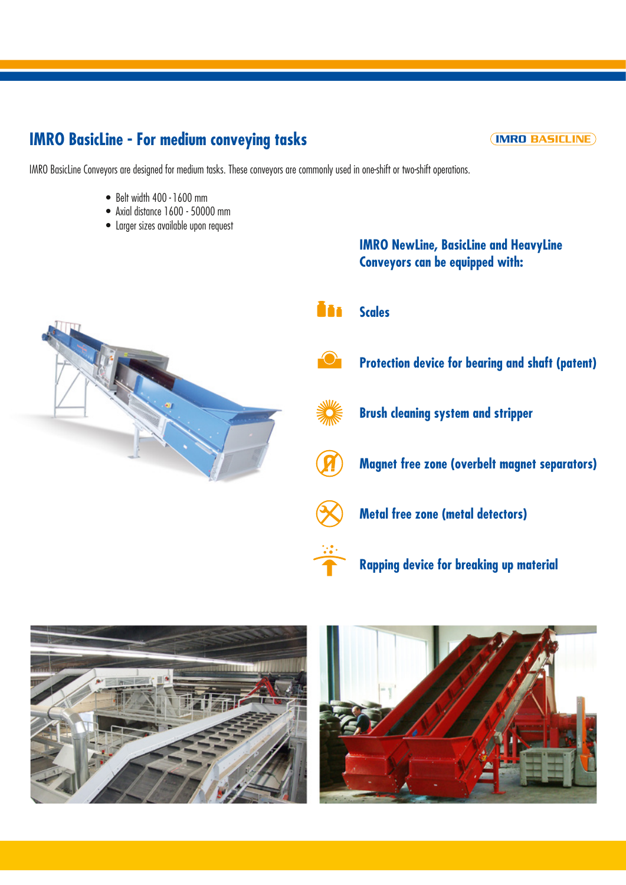## IMRO BasicLine - For medium conveying tasks

IMRO BASICLINE

IMRO BasicLine Conveyors are designed for medium tasks. These conveyors are commonly used in one-shift or two-shift operations.

- Belt width 400 - 1600 mm
- Axial distance 1600 - 50000 mm
- Larger sizes available upon request

### IMRO NewLine, BasicLine and HeavyLine Conveyors can be equipped with:

- **Scales**
- **Protection device for bearing and shaft (patent)**
- **Brush cleaning system and stripper**
- **Magnet free zone (overbelt magnet separators)**
- **Metal free zone (metal detectors)**
- **Rapping device for breaking up material**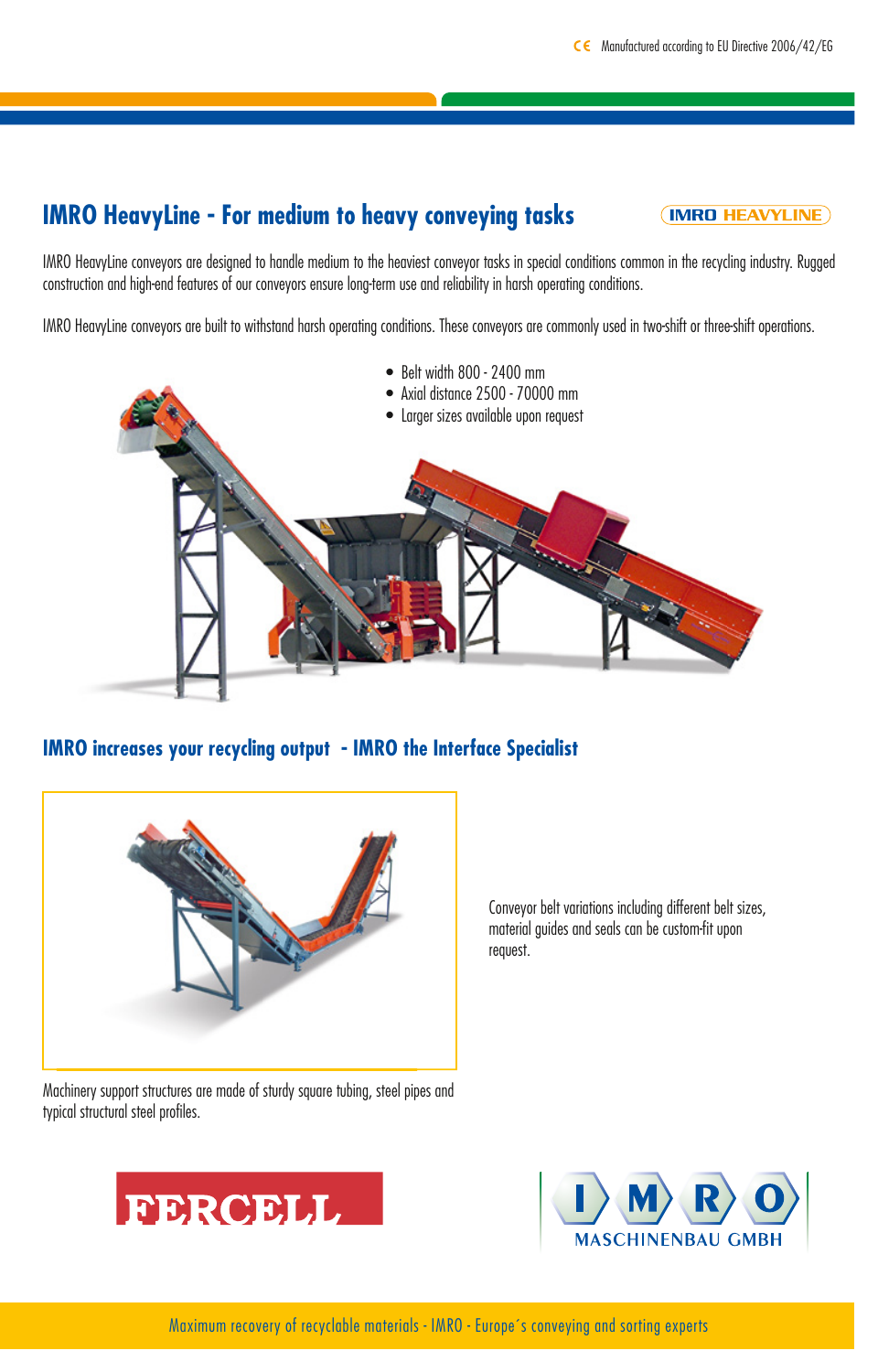CE Manufactured according to EU Directive 2006/42/EG

## IMRO HeavyLine - For medium to heavy conveying tasks

IMRO HEAVYLINE

IMRO HeavyLine conveyors are designed to handle medium to the heaviest conveyor tasks in special conditions common in the recycling industry. Rugged construction and high-end features of our conveyors ensure long-term use and reliability in harsh operating conditions.

IMRO HeavyLine conveyors are built to withstand harsh operating conditions. These conveyors are commonly used in two-shift or three-shift operations.

- Belt width 800 - 2400 mm
- Axial distance 2500 - 70000 mm
- Larger sizes available upon request

## IMRO increases your recycling output - IMRO the Interface Specialist

Conveyor belt variations including different belt sizes, material guides and seals can be custom-fit upon request.

Machinery support structures are made of sturdy square tubing, steel pipes and typical structural steel profiles.

FERCELL

IMRO MASCHINENBAU GMBH

Maximum recovery of recyclable materials - IMRO - Europe´s conveying and sorting experts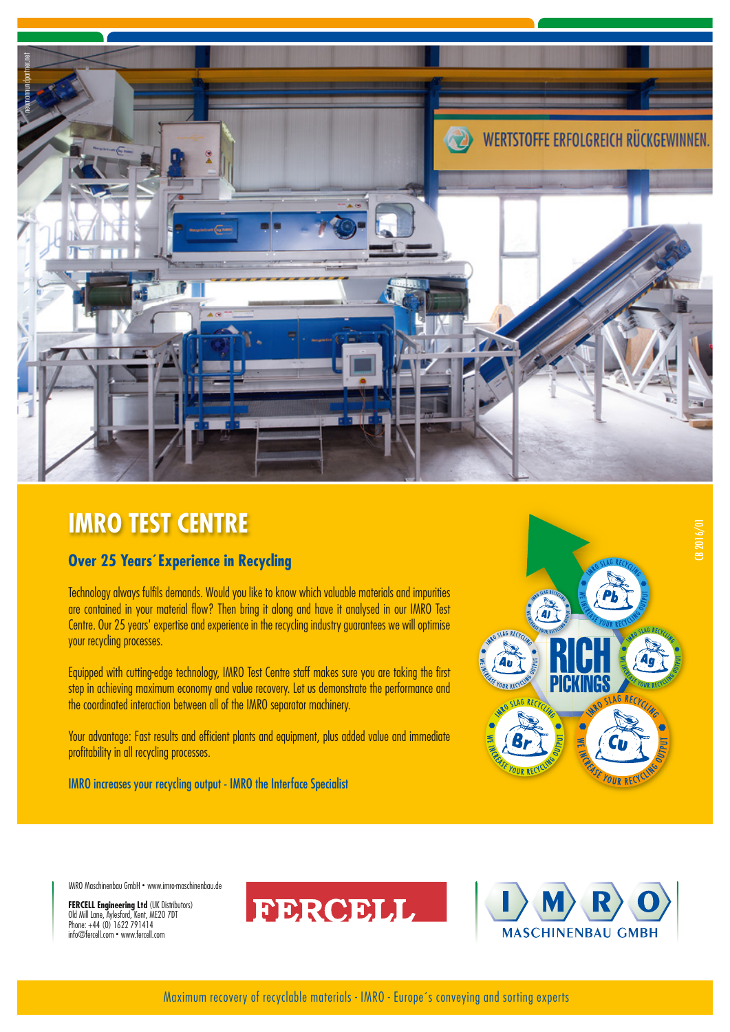# IMRO TEST CENTRE

## Over 25 Years´Experience in Recycling

Technology always fulfils demands. Would you like to know which valuable materials and impurities are contained in your material flow? Then bring it along and have it analysed in our IMRO Test Centre. Our 25 years' expertise and experience in the recycling industry guarantees we will optimise your recycling processes.

Equipped with cutting-edge technology, IMRO Test Centre staff makes sure you are taking the first step in achieving maximum economy and value recovery. Let us demonstrate the performance and the coordinated interaction between all of the IMRO separator machinery.

Your advantage: Fast results and efficient plants and equipment, plus added value and immediate profitability in all recycling processes.

IMRO increases your recycling output - IMRO the Interface Specialist

IMRO Maschinenbau GmbH • www.imro-maschinenbau.de

**FERCELL Engineering Ltd** (UK Distributors)
Old Mill Lane, Aylesford, Kent, ME20 7DT
Phone: +44 (0) 1622 791414
info@fercell.com • www.fercell.com

Maximum recovery of recyclable materials - IMRO - Europe´s conveying and sorting experts